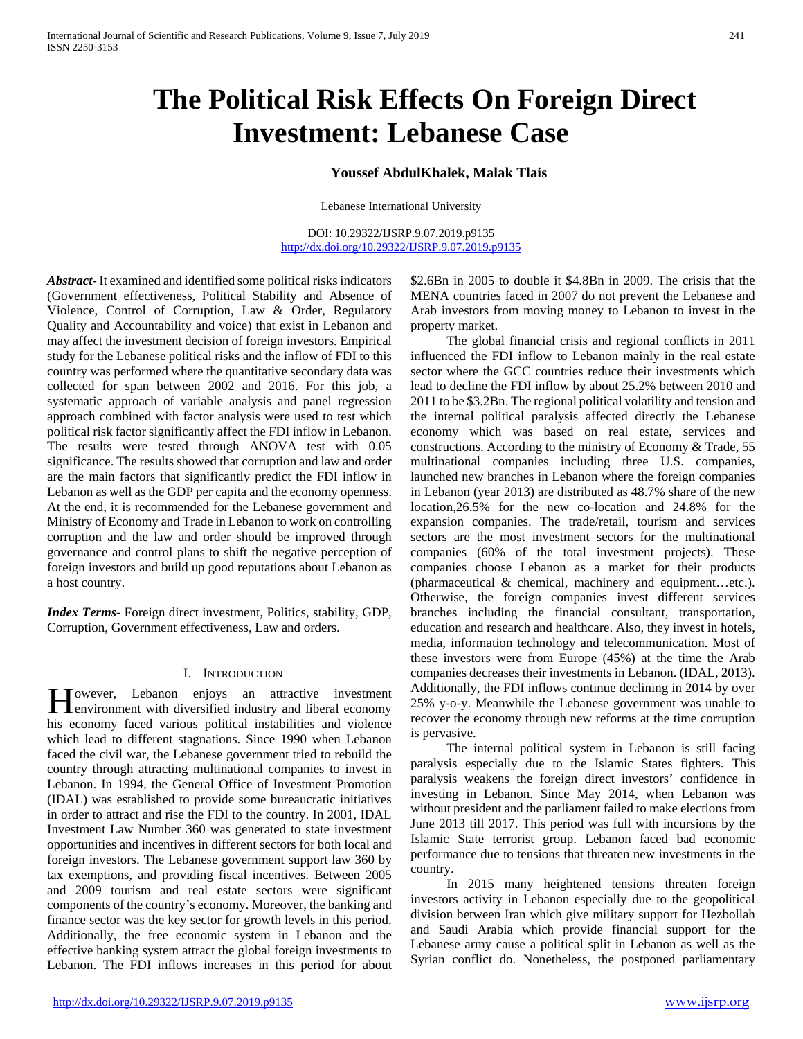# The Political Risk Effects On Foreign Direct Investment: Lebanese Case

**Youssef AbdulKhalek, Malak Tlais**

Lebanese International University

DOI: 10.29322/IJSRP.9.07.2019.p9135
http://dx.doi.org/10.29322/IJSRP.9.07.2019.p9135

***Abstract***- It examined and identified some political risks indicators (Government effectiveness, Political Stability and Absence of Violence, Control of Corruption, Law & Order, Regulatory Quality and Accountability and voice) that exist in Lebanon and may affect the investment decision of foreign investors. Empirical study for the Lebanese political risks and the inflow of FDI to this country was performed where the quantitative secondary data was collected for span between 2002 and 2016. For this job, a systematic approach of variable analysis and panel regression approach combined with factor analysis were used to test which political risk factor significantly affect the FDI inflow in Lebanon. The results were tested through ANOVA test with 0.05 significance. The results showed that corruption and law and order are the main factors that significantly predict the FDI inflow in Lebanon as well as the GDP per capita and the economy openness. At the end, it is recommended for the Lebanese government and Ministry of Economy and Trade in Lebanon to work on controlling corruption and the law and order should be improved through governance and control plans to shift the negative perception of foreign investors and build up good reputations about Lebanon as a host country.

***Index Terms***- Foreign direct investment, Politics, stability, GDP, Corruption, Government effectiveness, Law and orders.

## I. Introduction

However, Lebanon enjoys an attractive investment environment with diversified industry and liberal economy his economy faced various political instabilities and violence which lead to different stagnations. Since 1990 when Lebanon faced the civil war, the Lebanese government tried to rebuild the country through attracting multinational companies to invest in Lebanon. In 1994, the General Office of Investment Promotion (IDAL) was established to provide some bureaucratic initiatives in order to attract and rise the FDI to the country. In 2001, IDAL Investment Law Number 360 was generated to state investment opportunities and incentives in different sectors for both local and foreign investors. The Lebanese government support law 360 by tax exemptions, and providing fiscal incentives. Between 2005 and 2009 tourism and real estate sectors were significant components of the country's economy. Moreover, the banking and finance sector was the key sector for growth levels in this period. Additionally, the free economic system in Lebanon and the effective banking system attract the global foreign investments to Lebanon. The FDI inflows increases in this period for about $2.6Bn in 2005 to double it $4.8Bn in 2009. The crisis that the MENA countries faced in 2007 do not prevent the Lebanese and Arab investors from moving money to Lebanon to invest in the property market.

The global financial crisis and regional conflicts in 2011 influenced the FDI inflow to Lebanon mainly in the real estate sector where the GCC countries reduce their investments which lead to decline the FDI inflow by about 25.2% between 2010 and 2011 to be $3.2Bn. The regional political volatility and tension and the internal political paralysis affected directly the Lebanese economy which was based on real estate, services and constructions. According to the ministry of Economy & Trade, 55 multinational companies including three U.S. companies, launched new branches in Lebanon where the foreign companies in Lebanon (year 2013) are distributed as 48.7% share of the new location,26.5% for the new co-location and 24.8% for the expansion companies. The trade/retail, tourism and services sectors are the most investment sectors for the multinational companies (60% of the total investment projects). These companies choose Lebanon as a market for their products (pharmaceutical & chemical, machinery and equipment…etc.). Otherwise, the foreign companies invest different services branches including the financial consultant, transportation, education and research and healthcare. Also, they invest in hotels, media, information technology and telecommunication. Most of these investors were from Europe (45%) at the time the Arab companies decreases their investments in Lebanon. (IDAL, 2013). Additionally, the FDI inflows continue declining in 2014 by over 25% y-o-y. Meanwhile the Lebanese government was unable to recover the economy through new reforms at the time corruption is pervasive.

The internal political system in Lebanon is still facing paralysis especially due to the Islamic States fighters. This paralysis weakens the foreign direct investors' confidence in investing in Lebanon. Since May 2014, when Lebanon was without president and the parliament failed to make elections from June 2013 till 2017. This period was full with incursions by the Islamic State terrorist group. Lebanon faced bad economic performance due to tensions that threaten new investments in the country.

In 2015 many heightened tensions threaten foreign investors activity in Lebanon especially due to the geopolitical division between Iran which give military support for Hezbollah and Saudi Arabia which provide financial support for the Lebanese army cause a political split in Lebanon as well as the Syrian conflict do. Nonetheless, the postponed parliamentary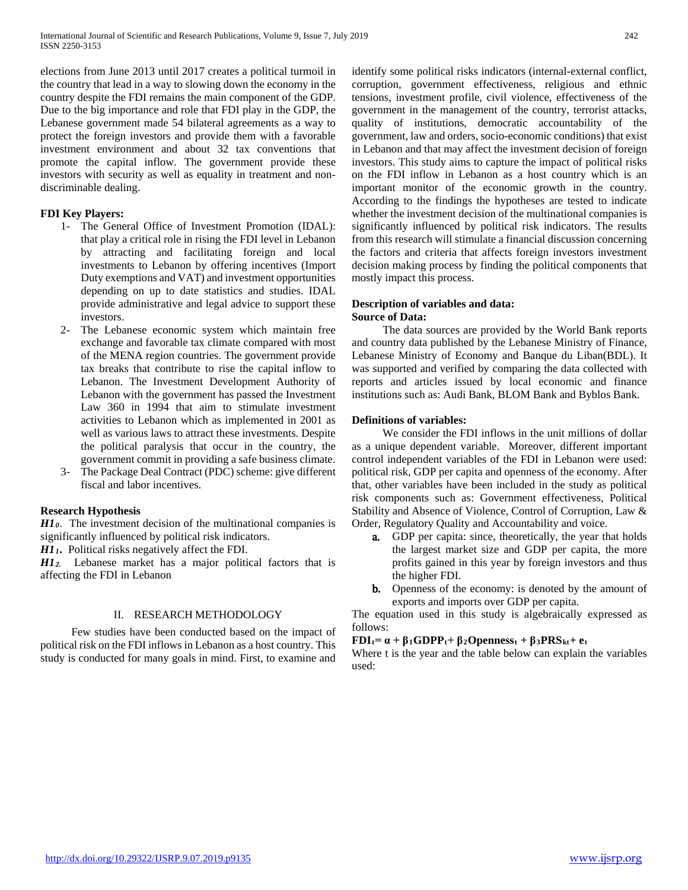elections from June 2013 until 2017 creates a political turmoil in the country that lead in a way to slowing down the economy in the country despite the FDI remains the main component of the GDP. Due to the big importance and role that FDI play in the GDP, the Lebanese government made 54 bilateral agreements as a way to protect the foreign investors and provide them with a favorable investment environment and about 32 tax conventions that promote the capital inflow. The government provide these investors with security as well as equality in treatment and non-discriminable dealing.

**FDI Key Players:**

1- The General Office of Investment Promotion (IDAL): that play a critical role in rising the FDI level in Lebanon by attracting and facilitating foreign and local investments to Lebanon by offering incentives (Import Duty exemptions and VAT) and investment opportunities depending on up to date statistics and studies. IDAL provide administrative and legal advice to support these investors.

2- The Lebanese economic system which maintain free exchange and favorable tax climate compared with most of the MENA region countries. The government provide tax breaks that contribute to rise the capital inflow to Lebanon. The Investment Development Authority of Lebanon with the government has passed the Investment Law 360 in 1994 that aim to stimulate investment activities to Lebanon which as implemented in 2001 as well as various laws to attract these investments. Despite the political paralysis that occur in the country, the government commit in providing a safe business climate.

3- The Package Deal Contract (PDC) scheme: give different fiscal and labor incentives.

**Research Hypothesis**

***$H1_0$***. The investment decision of the multinational companies is significantly influenced by political risk indicators.

***$H1_1$*.** Political risks negatively affect the FDI.

***$H1_2$*** Lebanese market has a major political factors that is affecting the FDI in Lebanon

## II. RESEARCH METHODOLOGY

Few studies have been conducted based on the impact of political risk on the FDI inflows in Lebanon as a host country. This study is conducted for many goals in mind. First, to examine and identify some political risks indicators (internal-external conflict, corruption, government effectiveness, religious and ethnic tensions, investment profile, civil violence, effectiveness of the government in the management of the country, terrorist attacks, quality of institutions, democratic accountability of the government, law and orders, socio-economic conditions) that exist in Lebanon and that may affect the investment decision of foreign investors. This study aims to capture the impact of political risks on the FDI inflow in Lebanon as a host country which is an important monitor of the economic growth in the country. According to the findings the hypotheses are tested to indicate whether the investment decision of the multinational companies is significantly influenced by political risk indicators. The results from this research will stimulate a financial discussion concerning the factors and criteria that affects foreign investors investment decision making process by finding the political components that mostly impact this process.

**Description of variables and data:**

**Source of Data:**

The data sources are provided by the World Bank reports and country data published by the Lebanese Ministry of Finance, Lebanese Ministry of Economy and Banque du Liban(BDL). It was supported and verified by comparing the data collected with reports and articles issued by local economic and finance institutions such as: Audi Bank, BLOM Bank and Byblos Bank.

**Definitions of variables:**

We consider the FDI inflows in the unit millions of dollar as a unique dependent variable. Moreover, different important control independent variables of the FDI in Lebanon were used: political risk, GDP per capita and openness of the economy. After that, other variables have been included in the study as political risk components such as: Government effectiveness, Political Stability and Absence of Violence, Control of Corruption, Law & Order, Regulatory Quality and Accountability and voice.

**a.** GDP per capita: since, theoretically, the year that holds the largest market size and GDP per capita, the more profits gained in this year by foreign investors and thus the higher FDI.

**b.** Openness of the economy: is denoted by the amount of exports and imports over GDP per capita.

The equation used in this study is algebraically expressed as follows:

$$\mathbf{FDI_t = \alpha + \beta_1 GDPP_t + \beta_2 Openness_t + \beta_3 PRS_{kt} + e_t}$$

Where t is the year and the table below can explain the variables used: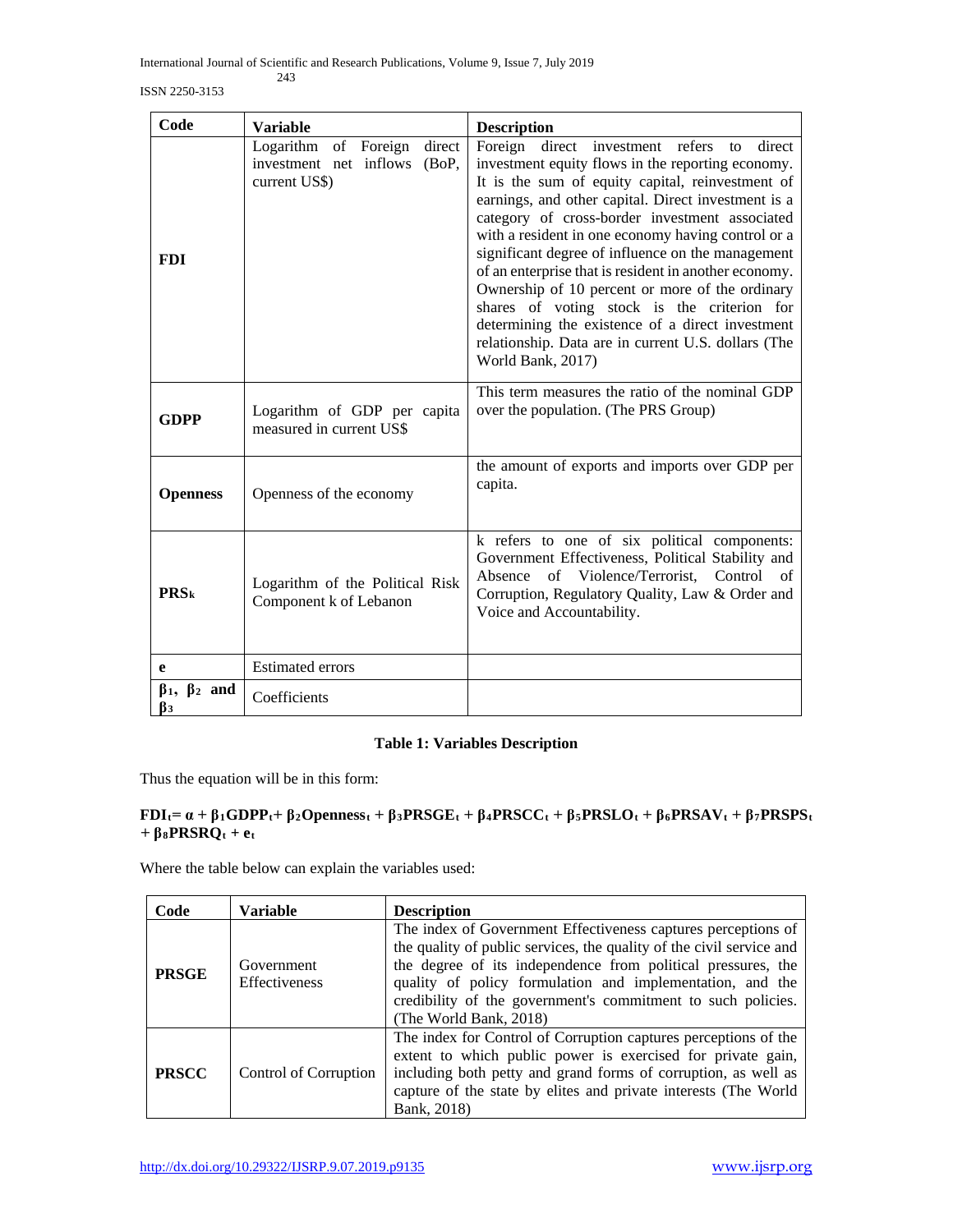| Code | Variable | Description |
|---|---|---|
| **FDI** | Logarithm of Foreign direct investment net inflows (BoP, current US$) | Foreign direct investment refers to direct investment equity flows in the reporting economy. It is the sum of equity capital, reinvestment of earnings, and other capital. Direct investment is a category of cross-border investment associated with a resident in one economy having control or a significant degree of influence on the management of an enterprise that is resident in another economy. Ownership of 10 percent or more of the ordinary shares of voting stock is the criterion for determining the existence of a direct investment relationship. Data are in current U.S. dollars (The World Bank, 2017) |
| **GDPP** | Logarithm of GDP per capita measured in current US$ | This term measures the ratio of the nominal GDP over the population. (The PRS Group) |
| **Openness** | Openness of the economy | the amount of exports and imports over GDP per capita. |
| **$PRS_k$** | Logarithm of the Political Risk Component k of Lebanon | k refers to one of six political components: Government Effectiveness, Political Stability and Absence of Violence/Terrorist, Control of Corruption, Regulatory Quality, Law & Order and Voice and Accountability. |
| **e** | Estimated errors | |
| **$\beta_1$, $\beta_2$ and $\beta_3$** | Coefficients | |

**Table 1: Variables Description**

Thus the equation will be in this form:

$$\mathbf{FDI_t = \alpha + \beta_1 GDPP_t + \beta_2 Openness_t + \beta_3 PRSGE_t + \beta_4 PRSCC_t + \beta_5 PRSLO_t + \beta_6 PRSAV_t + \beta_7 PRSPS_t + \beta_8 PRSRQ_t + e_t}$$

Where the table below can explain the variables used:

| Code | Variable | Description |
|---|---|---|
| **PRSGE** | Government Effectiveness | The index of Government Effectiveness captures perceptions of the quality of public services, the quality of the civil service and the degree of its independence from political pressures, the quality of policy formulation and implementation, and the credibility of the government's commitment to such policies. (The World Bank, 2018) |
| **PRSCC** | Control of Corruption | The index for Control of Corruption captures perceptions of the extent to which public power is exercised for private gain, including both petty and grand forms of corruption, as well as capture of the state by elites and private interests (The World Bank, 2018) |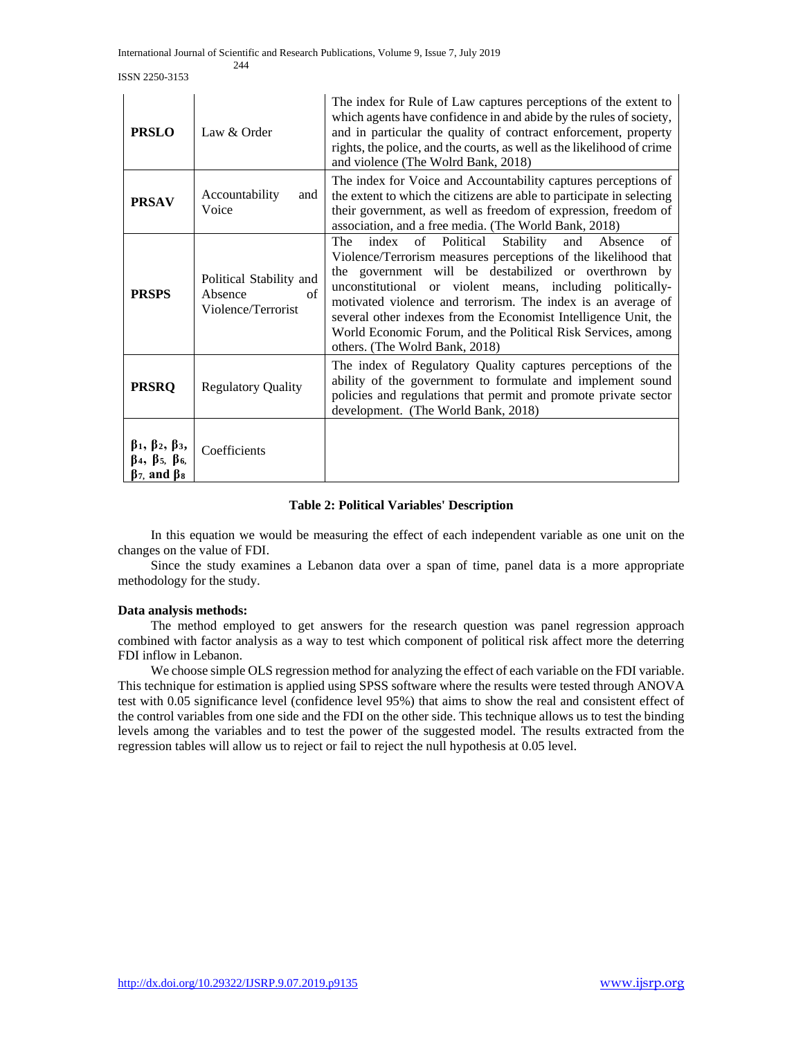| | | |
|---|---|---|
| **PRSLO** | Law & Order | The index for Rule of Law captures perceptions of the extent to which agents have confidence in and abide by the rules of society, and in particular the quality of contract enforcement, property rights, the police, and the courts, as well as the likelihood of crime and violence (The Wolrd Bank, 2018) |
| **PRSAV** | Accountability and Voice | The index for Voice and Accountability captures perceptions of the extent to which the citizens are able to participate in selecting their government, as well as freedom of expression, freedom of association, and a free media. (The World Bank, 2018) |
| **PRSPS** | Political Stability and Absence of Violence/Terrorist | The index of Political Stability and Absence of Violence/Terrorism measures perceptions of the likelihood that the government will be destabilized or overthrown by unconstitutional or violent means, including politically-motivated violence and terrorism. The index is an average of several other indexes from the Economist Intelligence Unit, the World Economic Forum, and the Political Risk Services, among others. (The Wolrd Bank, 2018) |
| **PRSRQ** | Regulatory Quality | The index of Regulatory Quality captures perceptions of the ability of the government to formulate and implement sound policies and regulations that permit and promote private sector development. (The World Bank, 2018) |
| **$\beta_1$, $\beta_2$, $\beta_3$, $\beta_4$, $\beta_5$, $\beta_6$, $\beta_7$, and $\beta_8$** | Coefficients | |

**Table 2: Political Variables' Description**

In this equation we would be measuring the effect of each independent variable as one unit on the changes on the value of FDI.

Since the study examines a Lebanon data over a span of time, panel data is a more appropriate methodology for the study.

**Data analysis methods:**

The method employed to get answers for the research question was panel regression approach combined with factor analysis as a way to test which component of political risk affect more the deterring FDI inflow in Lebanon.

We choose simple OLS regression method for analyzing the effect of each variable on the FDI variable. This technique for estimation is applied using SPSS software where the results were tested through ANOVA test with 0.05 significance level (confidence level 95%) that aims to show the real and consistent effect of the control variables from one side and the FDI on the other side. This technique allows us to test the binding levels among the variables and to test the power of the suggested model. The results extracted from the regression tables will allow us to reject or fail to reject the null hypothesis at 0.05 level.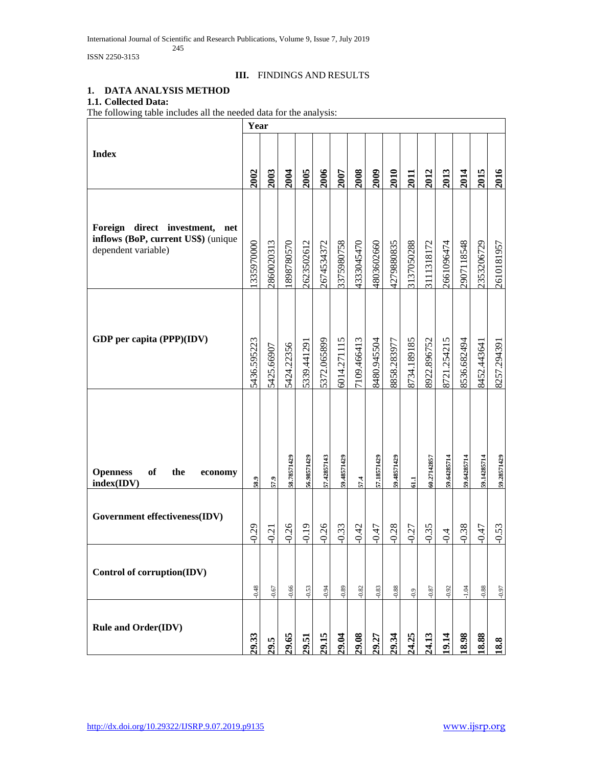## III. FINDINGS AND RESULTS

### 1. DATA ANALYSIS METHOD

#### 1.1. Collected Data:

The following table includes all the needed data for the analysis:

| Index | Year | | | | | | | | | | | | | | |
|---|---|---|---|---|---|---|---|---|---|---|---|---|---|---|---|
| | 2002 | 2003 | 2004 | 2005 | 2006 | 2007 | 2008 | 2009 | 2010 | 2011 | 2012 | 2013 | 2014 | 2015 | 2016 |
| **Foreign direct investment, net inflows (BoP, current US$)** (unique dependent variable) | 1335970000 | 2860020313 | 1898780570 | 2623502612 | 2674534372 | 3375980758 | 4333045470 | 4803602660 | 4279880835 | 3137050288 | 3111318172 | 2661096474 | 2907118548 | 2353206729 | 2610181957 |
| **GDP per capita (PPP)(IDV)** | 5436.595223 | 5425.66907 | 5424.22356 | 5339.441291 | 5372.065899 | 6014.271115 | 7109.466413 | 8480.945504 | 8858.283977 | 8734.189185 | 8922.896752 | 8721.254215 | 8536.682494 | 8452.443641 | 8257.294391 |
| **Openness of the economy index(IDV)** | 58.9 | 57.9 | 58.78571429 | 56.98571429 | 57.42857143 | 59.48571429 | 57.4 | 57.18571429 | 59.48571429 | 61.1 | 60.27142857 | 59.64285714 | 59.64285714 | 59.14285714 | 59.28571429 |
| **Government effectiveness(IDV)** | -0.29 | -0.21 | -0.26 | -0.19 | -0.26 | -0.33 | -0.42 | -0.47 | -0.28 | -0.27 | -0.35 | -0.4 | -0.38 | -0.47 | -0.53 |
| **Control of corruption(IDV)** | -0.48 | -0.67 | -0.66 | -0.53 | -0.94 | -0.89 | -0.82 | -0.83 | -0.88 | -0.9 | -0.87 | -0.92 | -1.04 | -0.88 | -0.97 |
| **Rule and Order(IDV)** | 29.33 | 29.5 | 29.65 | 29.51 | 29.15 | 29.04 | 29.08 | 29.27 | 29.34 | 24.25 | 24.13 | 19.14 | 18.98 | 18.88 | 18.8 |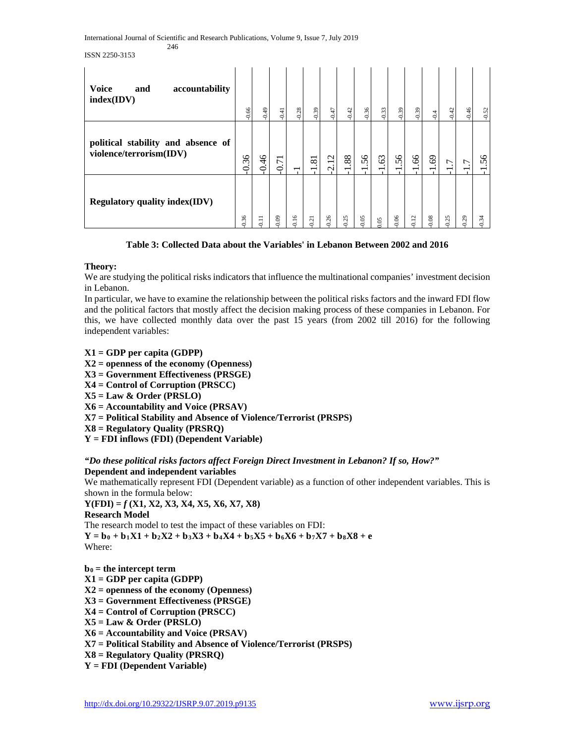| Voice and accountability index(IDV) | -0.66 | -0.49 | -0.41 | -0.28 | -0.39 | -0.47 | -0.42 | -0.36 | -0.33 | -0.39 | -0.39 | -0.4 | -0.42 | -0.46 | -0.52 |
|---|---|---|---|---|---|---|---|---|---|---|---|---|---|---|---|
| political stability and absence of violence/terrorism(IDV) | -0.36 | -0.46 | -0.71 | -1 | -1.81 | -2.12 | -1.88 | -1.56 | -1.63 | -1.56 | -1.66 | -1.69 | -1.7 | -1.7 | -1.56 |
| Regulatory quality index(IDV) | -0.36 | -0.11 | -0.09 | -0.16 | -0.21 | -0.26 | -0.25 | -0.05 | 0.05 | -0.06 | -0.12 | -0.08 | -0.25 | -0.29 | -0.34 |

**Table 3: Collected Data about the Variables' in Lebanon Between 2002 and 2016**

**Theory:**

We are studying the political risks indicators that influence the multinational companies' investment decision in Lebanon.

In particular, we have to examine the relationship between the political risks factors and the inward FDI flow and the political factors that mostly affect the decision making process of these companies in Lebanon. For this, we have collected monthly data over the past 15 years (from 2002 till 2016) for the following independent variables:

**X1 = GDP per capita (GDPP)**
**X2 = openness of the economy (Openness)**
**X3 = Government Effectiveness (PRSGE)**
**X4 = Control of Corruption (PRSCC)**
**X5 = Law & Order (PRSLO)**
**X6 = Accountability and Voice (PRSAV)**
**X7 = Political Stability and Absence of Violence/Terrorist (PRSPS)**
**X8 = Regulatory Quality (PRSRQ)**
**Y = FDI inflows (FDI) (Dependent Variable)**

***"Do these political risks factors affect Foreign Direct Investment in Lebanon? If so, How?"***

**Dependent and independent variables**

We mathematically represent FDI (Dependent variable) as a function of other independent variables. This is shown in the formula below:

**Y(FDI) = *f* (X1, X2, X3, X4, X5, X6, X7, X8)**

**Research Model**

The research model to test the impact of these variables on FDI:

$$Y = b_0 + b_1X1 + b_2X2 + b_3X3 + b_4X4 + b_5X5 + b_6X6 + b_7X7 + b_8X8 + e$$

Where:

**$b_0$ = the intercept term**
**X1 = GDP per capita (GDPP)**
**X2 = openness of the economy (Openness)**
**X3 = Government Effectiveness (PRSGE)**
**X4 = Control of Corruption (PRSCC)**
**X5 = Law & Order (PRSLO)**
**X6 = Accountability and Voice (PRSAV)**
**X7 = Political Stability and Absence of Violence/Terrorist (PRSPS)**
**X8 = Regulatory Quality (PRSRQ)**
**Y = FDI (Dependent Variable)**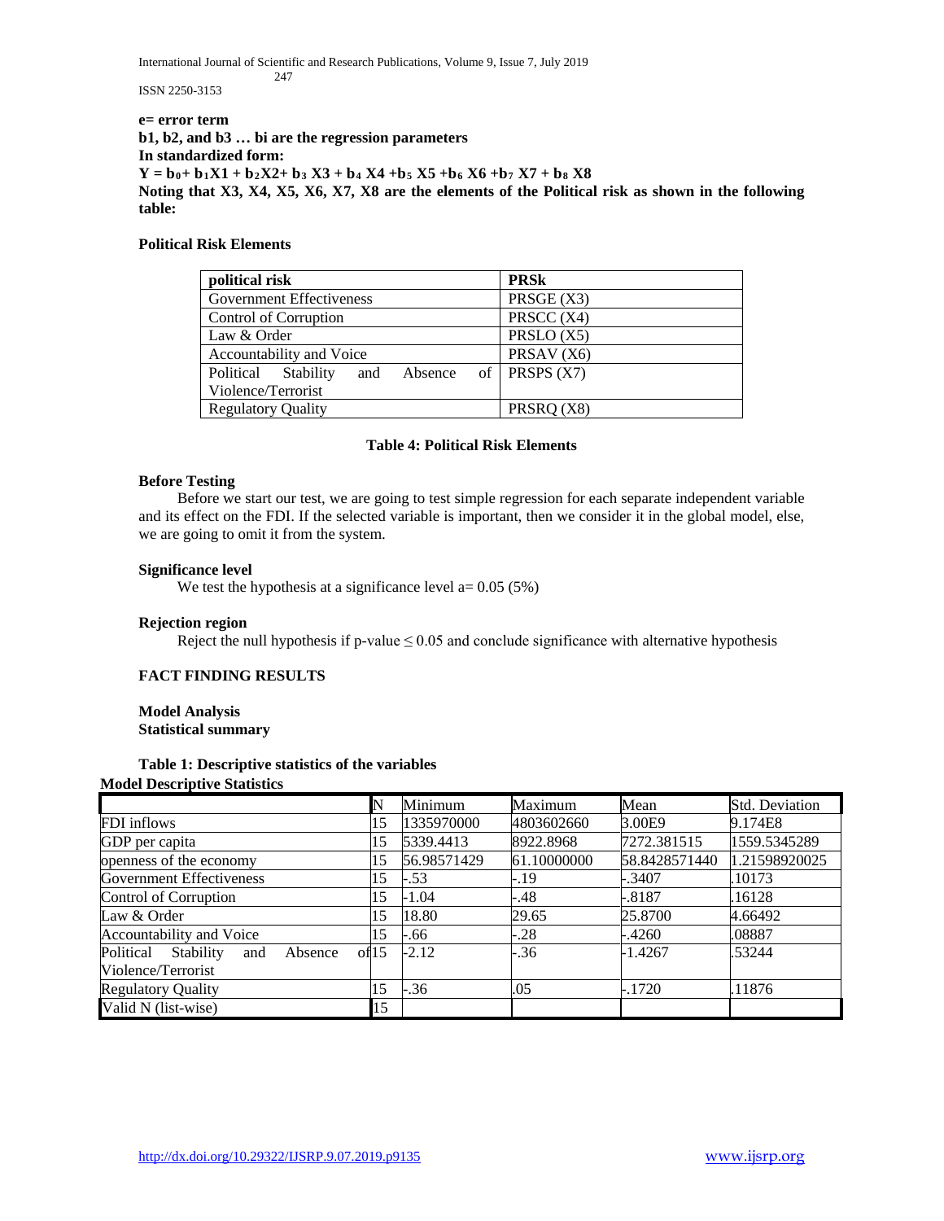**e= error term**

**b1, b2, and b3 … bi are the regression parameters**

**In standardized form:**

$$Y = b_0 + b_1X1 + b_2X2 + b_3\ X3 + b_4\ X4 + b_5\ X5 + b_6\ X6 + b_7\ X7 + b_8\ X8$$

**Noting that X3, X4, X5, X6, X7, X8 are the elements of the Political risk as shown in the following table:**

**Political Risk Elements**

| political risk | PRSk |
|---|---|
| Government Effectiveness | PRSGE (X3) |
| Control of Corruption | PRSCC (X4) |
| Law & Order | PRSLO (X5) |
| Accountability and Voice | PRSAV (X6) |
| Political Stability and Absence of Violence/Terrorist | PRSPS (X7) |
| Regulatory Quality | PRSRQ (X8) |

**Table 4: Political Risk Elements**

**Before Testing**

Before we start our test, we are going to test simple regression for each separate independent variable and its effect on the FDI. If the selected variable is important, then we consider it in the global model, else, we are going to omit it from the system.

**Significance level**

We test the hypothesis at a significance level a= 0.05 (5%)

**Rejection region**

Reject the null hypothesis if p-value ≤ 0.05 and conclude significance with alternative hypothesis

**FACT FINDING RESULTS**

**Model Analysis**

**Statistical summary**

**Table 1: Descriptive statistics of the variables**

**Model Descriptive Statistics**

| | N | Minimum | Maximum | Mean | Std. Deviation |
|---|---|---|---|---|---|
| FDI inflows | 15 | 1335970000 | 4803602660 | 3.00E9 | 9.174E8 |
| GDP per capita | 15 | 5339.4413 | 8922.8968 | 7272.381515 | 1559.5345289 |
| openness of the economy | 15 | 56.98571429 | 61.10000000 | 58.8428571440 | 1.21598920025 |
| Government Effectiveness | 15 | -.53 | -.19 | -.3407 | .10173 |
| Control of Corruption | 15 | -1.04 | -.48 | -.8187 | .16128 |
| Law & Order | 15 | 18.80 | 29.65 | 25.8700 | 4.66492 |
| Accountability and Voice | 15 | -.66 | -.28 | -.4260 | .08887 |
| Political Stability and Absence of Violence/Terrorist | 15 | -2.12 | -.36 | -1.4267 | .53244 |
| Regulatory Quality | 15 | -.36 | .05 | -.1720 | .11876 |
| Valid N (list-wise) | 15 | | | | |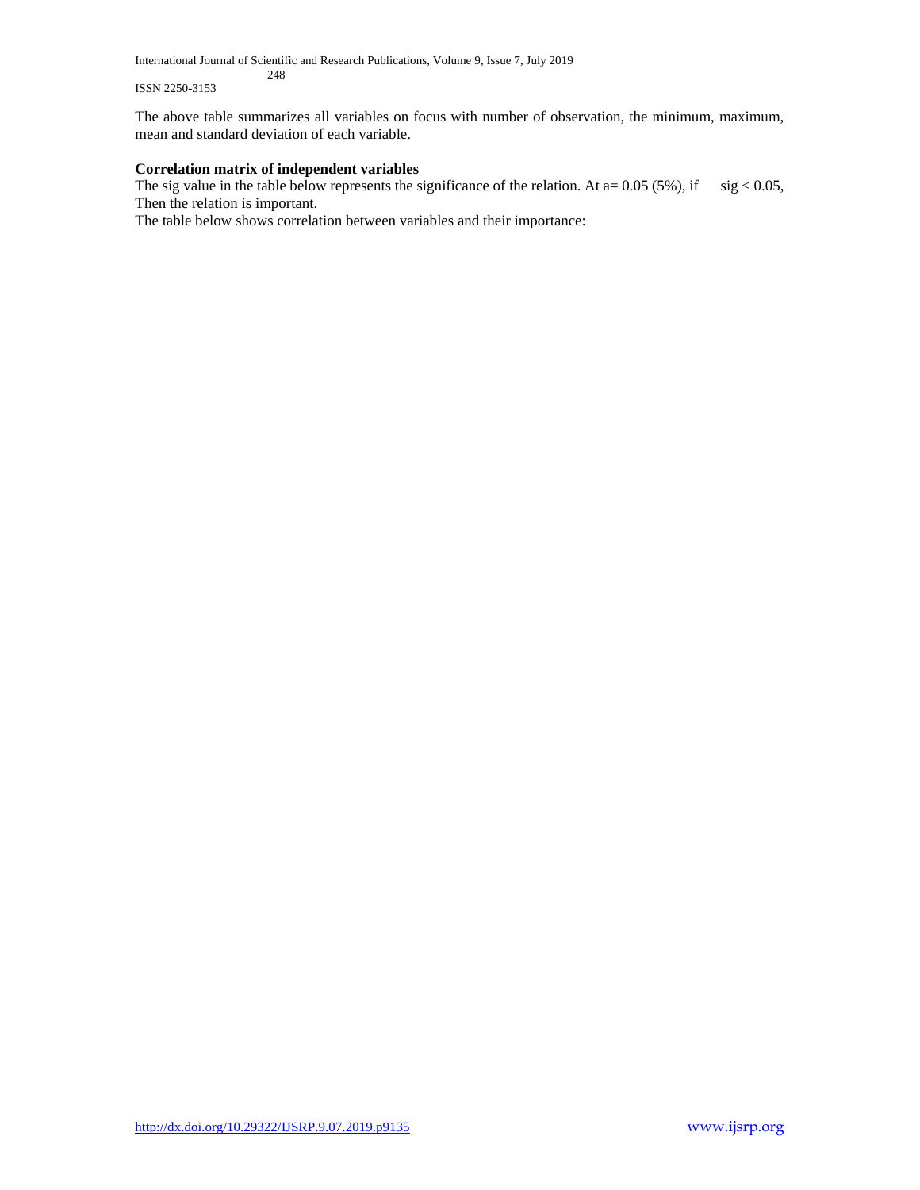The above table summarizes all variables on focus with number of observation, the minimum, maximum, mean and standard deviation of each variable.

**Correlation matrix of independent variables**

The sig value in the table below represents the significance of the relation. At a= 0.05 (5%), if sig < 0.05, Then the relation is important.

The table below shows correlation between variables and their importance: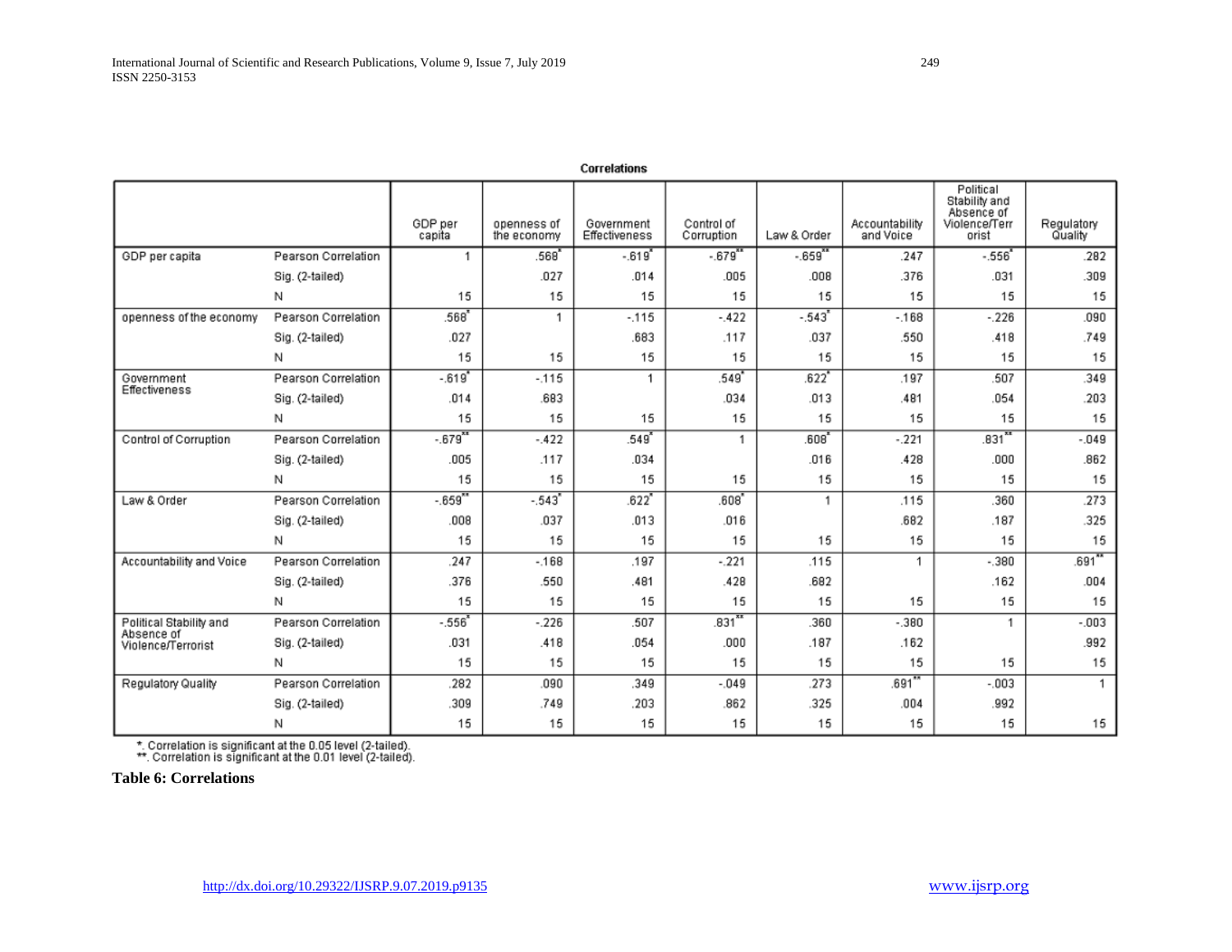**Correlations**

| | | GDP per capita | openness of the economy | Government Effectiveness | Control of Corruption | Law & Order | Accountability and Voice | Political Stability and Absence of Violence/Terrorist | Regulatory Quality |
|---|---|---|---|---|---|---|---|---|---|
| GDP per capita | Pearson Correlation | 1 | .568* | -.619* | -.679** | -.659** | .247 | -.556* | .282 |
| | Sig. (2-tailed) | | .027 | .014 | .005 | .008 | .376 | .031 | .309 |
| | N | 15 | 15 | 15 | 15 | 15 | 15 | 15 | 15 |
| openness of the economy | Pearson Correlation | .568* | 1 | -.115 | -.422 | -.543* | -.168 | -.226 | .090 |
| | Sig. (2-tailed) | .027 | | .683 | .117 | .037 | .550 | .418 | .749 |
| | N | 15 | 15 | 15 | 15 | 15 | 15 | 15 | 15 |
| Government Effectiveness | Pearson Correlation | -.619* | -.115 | 1 | .549* | .622* | .197 | .507 | .349 |
| | Sig. (2-tailed) | .014 | .683 | | .034 | .013 | .481 | .054 | .203 |
| | N | 15 | 15 | 15 | 15 | 15 | 15 | 15 | 15 |
| Control of Corruption | Pearson Correlation | -.679** | -.422 | .549* | 1 | .608* | -.221 | .831** | -.049 |
| | Sig. (2-tailed) | .005 | .117 | .034 | | .016 | .428 | .000 | .862 |
| | N | 15 | 15 | 15 | 15 | 15 | 15 | 15 | 15 |
| Law & Order | Pearson Correlation | -.659** | -.543* | .622* | .608* | 1 | .115 | .360 | .273 |
| | Sig. (2-tailed) | .008 | .037 | .013 | .016 | | .682 | .187 | .325 |
| | N | 15 | 15 | 15 | 15 | 15 | 15 | 15 | 15 |
| Accountability and Voice | Pearson Correlation | .247 | -.168 | .197 | -.221 | .115 | 1 | -.380 | .691** |
| | Sig. (2-tailed) | .376 | .550 | .481 | .428 | .682 | | .162 | .004 |
| | N | 15 | 15 | 15 | 15 | 15 | 15 | 15 | 15 |
| Political Stability and Absence of Violence/Terrorist | Pearson Correlation | -.556* | -.226 | .507 | .831** | .360 | -.380 | 1 | -.003 |
| | Sig. (2-tailed) | .031 | .418 | .054 | .000 | .187 | .162 | | .992 |
| | N | 15 | 15 | 15 | 15 | 15 | 15 | 15 | 15 |
| Regulatory Quality | Pearson Correlation | .282 | .090 | .349 | -.049 | .273 | .691** | -.003 | 1 |
| | Sig. (2-tailed) | .309 | .749 | .203 | .862 | .325 | .004 | .992 | |
| | N | 15 | 15 | 15 | 15 | 15 | 15 | 15 | 15 |

*. Correlation is significant at the 0.05 level (2-tailed).
**. Correlation is significant at the 0.01 level (2-tailed).

**Table 6: Correlations**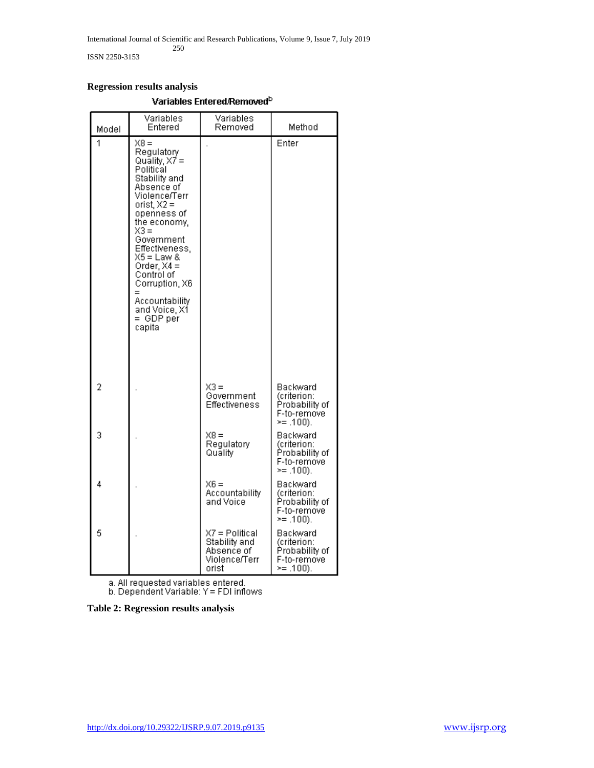**Regression results analysis**

**Variables Entered/Removed**[b]

| Model | Variables Entered | Variables Removed | Method |
|---|---|---|---|
| 1 | X8 = Regulatory Quality, X7 = Political Stability and Absence of Violence/Terrorist, X2 = openness of the economy, X3 = Government Effectiveness, X5 = Law & Order, X4 = Control of Corruption, X6 = Accountability and Voice, X1 = GDP per capita | . | Enter |
| 2 | . | X3 = Government Effectiveness | Backward (criterion: Probability of F-to-remove >= .100). |
| 3 | . | X8 = Regulatory Quality | Backward (criterion: Probability of F-to-remove >= .100). |
| 4 | . | X6 = Accountability and Voice | Backward (criterion: Probability of F-to-remove >= .100). |
| 5 | . | X7 = Political Stability and Absence of Violence/Terrorist | Backward (criterion: Probability of F-to-remove >= .100). |

a. All requested variables entered.
b. Dependent Variable: Y = FDI inflows

**Table 2: Regression results analysis**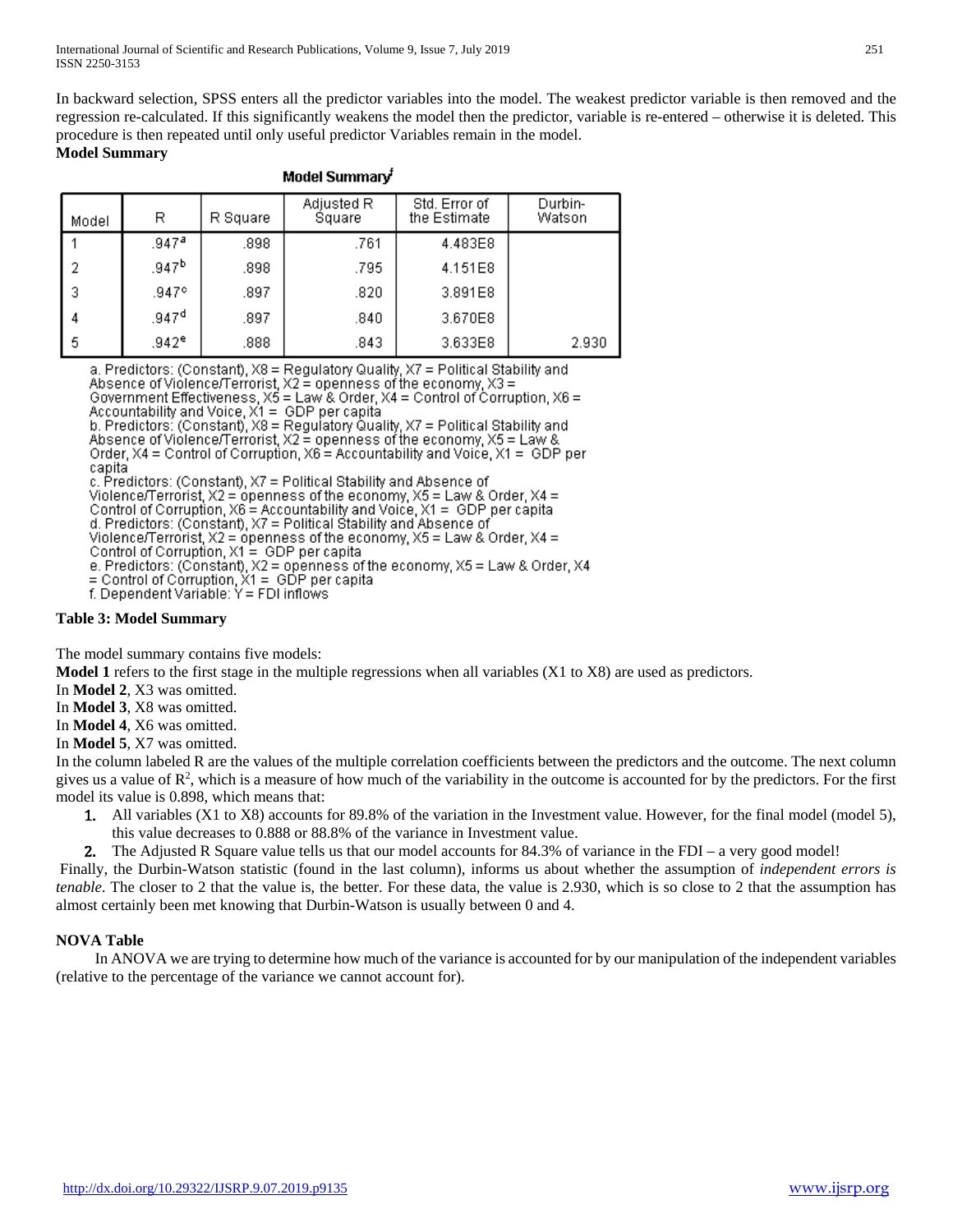In backward selection, SPSS enters all the predictor variables into the model. The weakest predictor variable is then removed and the regression re-calculated. If this significantly weakens the model then the predictor, variable is re-entered – otherwise it is deleted. This procedure is then repeated until only useful predictor Variables remain in the model.

**Model Summary**

**Model Summary[f]**

| Model | R | R Square | Adjusted R Square | Std. Error of the Estimate | Durbin-Watson |
|---|---|---|---|---|---|
| 1 | .947[a] | .898 | .761 | 4.483E8 | |
| 2 | .947[b] | .898 | .795 | 4.151E8 | |
| 3 | .947[c] | .897 | .820 | 3.891E8 | |
| 4 | .947[d] | .897 | .840 | 3.670E8 | |
| 5 | .942[e] | .888 | .843 | 3.633E8 | 2.930 |

a. Predictors: (Constant), X8 = Regulatory Quality, X7 = Political Stability and Absence of Violence/Terrorist, X2 = openness of the economy, X3 = Government Effectiveness, X5 = Law & Order, X4 = Control of Corruption, X6 = Accountability and Voice, X1 = GDP per capita
b. Predictors: (Constant), X8 = Regulatory Quality, X7 = Political Stability and Absence of Violence/Terrorist, X2 = openness of the economy, X5 = Law & Order, X4 = Control of Corruption, X6 = Accountability and Voice, X1 = GDP per capita
c. Predictors: (Constant), X7 = Political Stability and Absence of Violence/Terrorist, X2 = openness of the economy, X5 = Law & Order, X4 = Control of Corruption, X6 = Accountability and Voice, X1 = GDP per capita
d. Predictors: (Constant), X7 = Political Stability and Absence of Violence/Terrorist, X2 = openness of the economy, X5 = Law & Order, X4 = Control of Corruption, X1 = GDP per capita
e. Predictors: (Constant), X2 = openness of the economy, X5 = Law & Order, X4 = Control of Corruption, X1 = GDP per capita
f. Dependent Variable: Y = FDI inflows

**Table 3: Model Summary**

The model summary contains five models:

**Model 1** refers to the first stage in the multiple regressions when all variables (X1 to X8) are used as predictors.
In **Model 2**, X3 was omitted.
In **Model 3**, X8 was omitted.
In **Model 4**, X6 was omitted.
In **Model 5**, X7 was omitted.

In the column labeled R are the values of the multiple correlation coefficients between the predictors and the outcome. The next column gives us a value of $R^2$, which is a measure of how much of the variability in the outcome is accounted for by the predictors. For the first model its value is 0.898, which means that:

1. All variables (X1 to X8) accounts for 89.8% of the variation in the Investment value. However, for the final model (model 5), this value decreases to 0.888 or 88.8% of the variance in Investment value.
2. The Adjusted R Square value tells us that our model accounts for 84.3% of variance in the FDI – a very good model!

Finally, the Durbin-Watson statistic (found in the last column), informs us about whether the assumption of *independent errors is tenable*. The closer to 2 that the value is, the better. For these data, the value is 2.930, which is so close to 2 that the assumption has almost certainly been met knowing that Durbin-Watson is usually between 0 and 4.

**NOVA Table**

In ANOVA we are trying to determine how much of the variance is accounted for by our manipulation of the independent variables (relative to the percentage of the variance we cannot account for).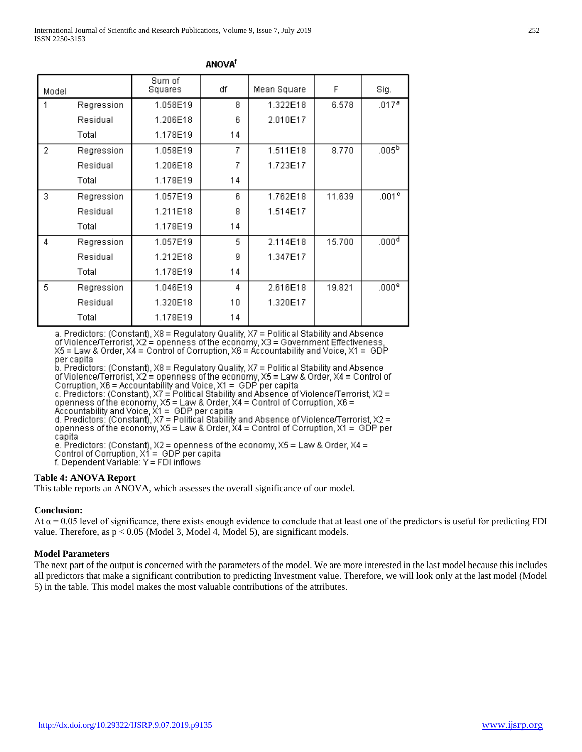**ANOVA[f]**

| Model | | Sum of Squares | df | Mean Square | F | Sig. |
|---|---|---|---|---|---|---|
| 1 | Regression | 1.058E19 | 8 | 1.322E18 | 6.578 | .017[a] |
| | Residual | 1.206E18 | 6 | 2.010E17 | | |
| | Total | 1.178E19 | 14 | | | |
| 2 | Regression | 1.058E19 | 7 | 1.511E18 | 8.770 | .005[b] |
| | Residual | 1.206E18 | 7 | 1.723E17 | | |
| | Total | 1.178E19 | 14 | | | |
| 3 | Regression | 1.057E19 | 6 | 1.762E18 | 11.639 | .001[c] |
| | Residual | 1.211E18 | 8 | 1.514E17 | | |
| | Total | 1.178E19 | 14 | | | |
| 4 | Regression | 1.057E19 | 5 | 2.114E18 | 15.700 | .000[d] |
| | Residual | 1.212E18 | 9 | 1.347E17 | | |
| | Total | 1.178E19 | 14 | | | |
| 5 | Regression | 1.046E19 | 4 | 2.616E18 | 19.821 | .000[e] |
| | Residual | 1.320E18 | 10 | 1.320E17 | | |
| | Total | 1.178E19 | 14 | | | |

a. Predictors: (Constant), X8 = Regulatory Quality, X7 = Political Stability and Absence of Violence/Terrorist, X2 = openness of the economy, X3 = Government Effectiveness, X5 = Law & Order, X4 = Control of Corruption, X6 = Accountability and Voice, X1 = GDP per capita
b. Predictors: (Constant), X8 = Regulatory Quality, X7 = Political Stability and Absence of Violence/Terrorist, X2 = openness of the economy, X5 = Law & Order, X4 = Control of Corruption, X6 = Accountability and Voice, X1 = GDP per capita
c. Predictors: (Constant), X7 = Political Stability and Absence of Violence/Terrorist, X2 = openness of the economy, X5 = Law & Order, X4 = Control of Corruption, X6 = Accountability and Voice, X1 = GDP per capita
d. Predictors: (Constant), X7 = Political Stability and Absence of Violence/Terrorist, X2 = openness of the economy, X5 = Law & Order, X4 = Control of Corruption, X1 = GDP per capita
e. Predictors: (Constant), X2 = openness of the economy, X5 = Law & Order, X4 = Control of Corruption, X1 = GDP per capita
f. Dependent Variable: Y = FDI inflows

**Table 4: ANOVA Report**

This table reports an ANOVA, which assesses the overall significance of our model.

**Conclusion:**

At $\alpha = 0.05$ level of significance, there exists enough evidence to conclude that at least one of the predictors is useful for predicting FDI value. Therefore, as $p < 0.05$ (Model 3, Model 4, Model 5), are significant models.

**Model Parameters**

The next part of the output is concerned with the parameters of the model. We are more interested in the last model because this includes all predictors that make a significant contribution to predicting Investment value. Therefore, we will look only at the last model (Model 5) in the table. This model makes the most valuable contributions of the attributes.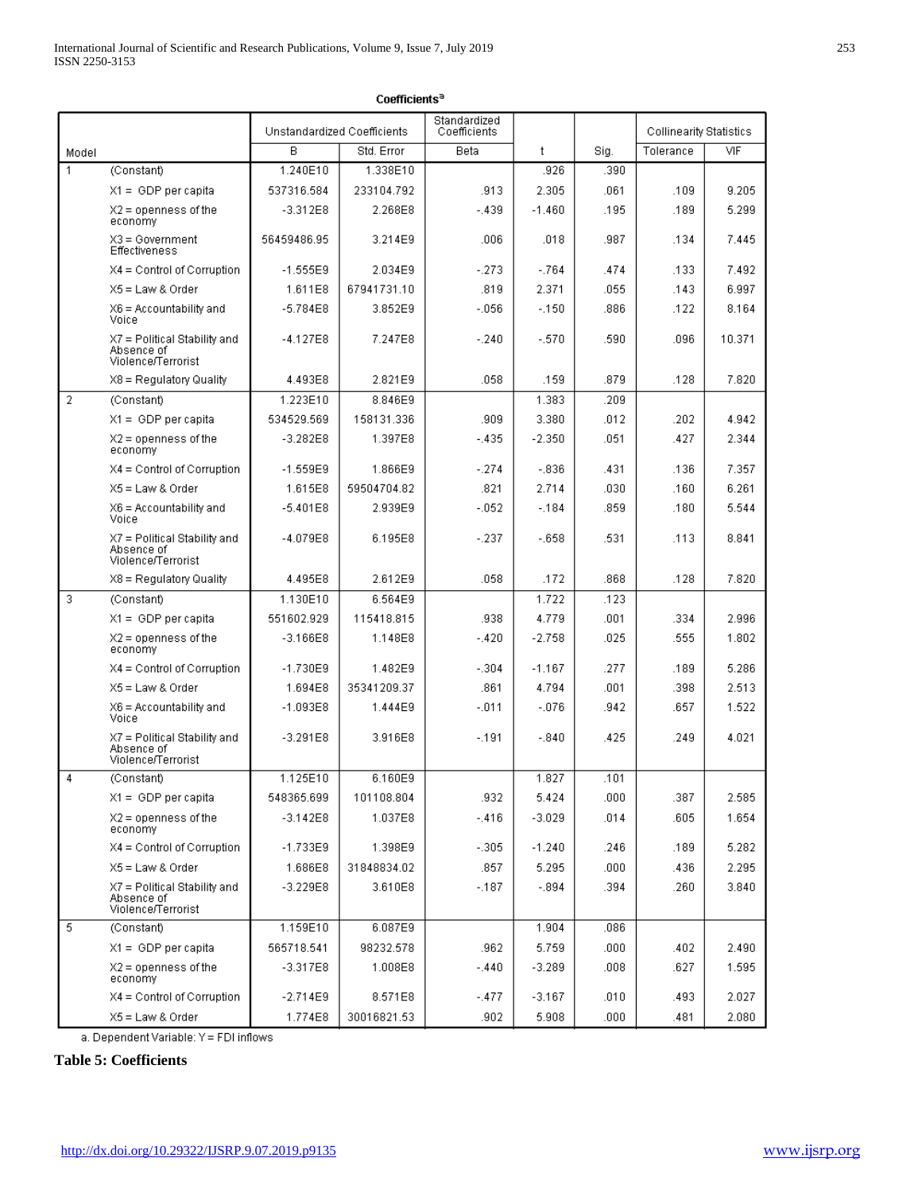**Coefficients[a]**

| Model | | Unstandardized Coefficients | | Standardized Coefficients | t | Sig. | Collinearity Statistics | |
|---|---|---|---|---|---|---|---|---|
| | | B | Std. Error | Beta | | | Tolerance | VIF |
| 1 | (Constant) | 1.240E10 | 1.338E10 | | .926 | .390 | | |
| | X1 = GDP per capita | 537316.584 | 233104.792 | .913 | 2.305 | .061 | .109 | 9.205 |
| | X2 = openness of the economy | -3.312E8 | 2.268E8 | -.439 | -1.460 | .195 | .189 | 5.299 |
| | X3 = Government Effectiveness | 56459486.95 | 3.214E9 | .006 | .018 | .987 | .134 | 7.445 |
| | X4 = Control of Corruption | -1.555E9 | 2.034E9 | -.273 | -.764 | .474 | .133 | 7.492 |
| | X5 = Law & Order | 1.611E8 | 67941731.10 | .819 | 2.371 | .055 | .143 | 6.997 |
| | X6 = Accountability and Voice | -5.784E8 | 3.852E9 | -.056 | -.150 | .886 | .122 | 8.164 |
| | X7 = Political Stability and Absence of Violence/Terrorist | -4.127E8 | 7.247E8 | -.240 | -.570 | .590 | .096 | 10.371 |
| | X8 = Regulatory Quality | 4.493E8 | 2.821E9 | .058 | .159 | .879 | .128 | 7.820 |
| 2 | (Constant) | 1.223E10 | 8.846E9 | | 1.383 | .209 | | |
| | X1 = GDP per capita | 534529.569 | 158131.336 | .909 | 3.380 | .012 | .202 | 4.942 |
| | X2 = openness of the economy | -3.282E8 | 1.397E8 | -.435 | -2.350 | .051 | .427 | 2.344 |
| | X4 = Control of Corruption | -1.559E9 | 1.866E9 | -.274 | -.836 | .431 | .136 | 7.357 |
| | X5 = Law & Order | 1.615E8 | 59504704.82 | .821 | 2.714 | .030 | .160 | 6.261 |
| | X6 = Accountability and Voice | -5.401E8 | 2.939E9 | -.052 | -.184 | .859 | .180 | 5.544 |
| | X7 = Political Stability and Absence of Violence/Terrorist | -4.079E8 | 6.195E8 | -.237 | -.658 | .531 | .113 | 8.841 |
| | X8 = Regulatory Quality | 4.495E8 | 2.612E9 | .058 | .172 | .868 | .128 | 7.820 |
| 3 | (Constant) | 1.130E10 | 6.564E9 | | 1.722 | .123 | | |
| | X1 = GDP per capita | 551602.929 | 115418.815 | .938 | 4.779 | .001 | .334 | 2.996 |
| | X2 = openness of the economy | -3.166E8 | 1.148E8 | -.420 | -2.758 | .025 | .555 | 1.802 |
| | X4 = Control of Corruption | -1.730E9 | 1.482E9 | -.304 | -1.167 | .277 | .189 | 5.286 |
| | X5 = Law & Order | 1.694E8 | 35341209.37 | .861 | 4.794 | .001 | .398 | 2.513 |
| | X6 = Accountability and Voice | -1.093E8 | 1.444E9 | -.011 | -.076 | .942 | .657 | 1.522 |
| | X7 = Political Stability and Absence of Violence/Terrorist | -3.291E8 | 3.916E8 | -.191 | -.840 | .425 | .249 | 4.021 |
| 4 | (Constant) | 1.125E10 | 6.160E9 | | 1.827 | .101 | | |
| | X1 = GDP per capita | 548365.699 | 101108.804 | .932 | 5.424 | .000 | .387 | 2.585 |
| | X2 = openness of the economy | -3.142E8 | 1.037E8 | -.416 | -3.029 | .014 | .605 | 1.654 |
| | X4 = Control of Corruption | -1.733E9 | 1.398E9 | -.305 | -1.240 | .246 | .189 | 5.282 |
| | X5 = Law & Order | 1.686E8 | 31848834.02 | .857 | 5.295 | .000 | .436 | 2.295 |
| | X7 = Political Stability and Absence of Violence/Terrorist | -3.229E8 | 3.610E8 | -.187 | -.894 | .394 | .260 | 3.840 |
| 5 | (Constant) | 1.159E10 | 6.087E9 | | 1.904 | .086 | | |
| | X1 = GDP per capita | 565718.541 | 98232.578 | .962 | 5.759 | .000 | .402 | 2.490 |
| | X2 = openness of the economy | -3.317E8 | 1.008E8 | -.440 | -3.289 | .008 | .627 | 1.595 |
| | X4 = Control of Corruption | -2.714E9 | 8.571E8 | -.477 | -3.167 | .010 | .493 | 2.027 |
| | X5 = Law & Order | 1.774E8 | 30016821.53 | .902 | 5.908 | .000 | .481 | 2.080 |

a. Dependent Variable: Y = FDI inflows

**Table 5: Coefficients**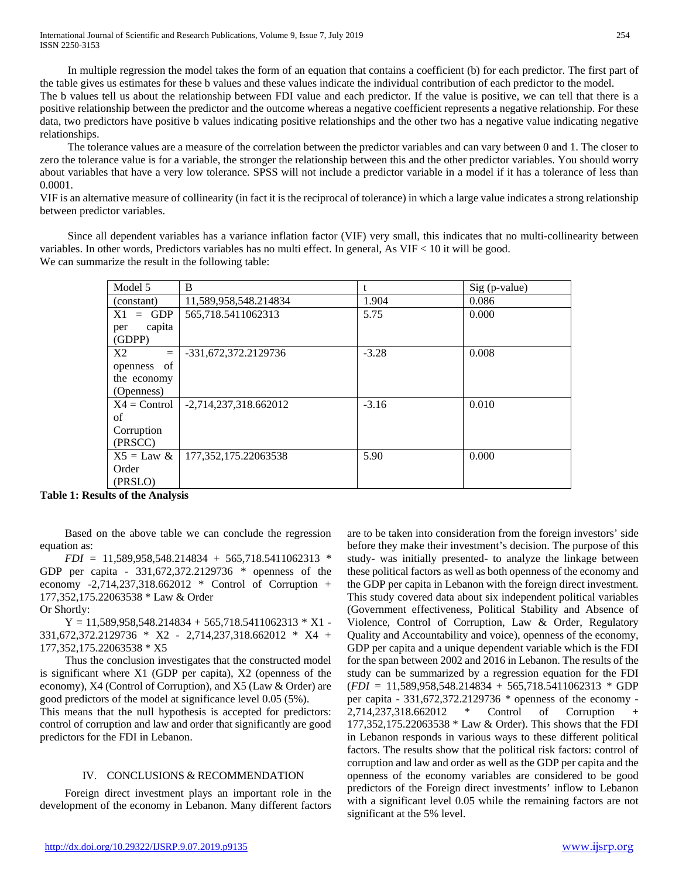In multiple regression the model takes the form of an equation that contains a coefficient (b) for each predictor. The first part of the table gives us estimates for these b values and these values indicate the individual contribution of each predictor to the model.
The b values tell us about the relationship between FDI value and each predictor. If the value is positive, we can tell that there is a positive relationship between the predictor and the outcome whereas a negative coefficient represents a negative relationship. For these data, two predictors have positive b values indicating positive relationships and the other two has a negative value indicating negative relationships.

The tolerance values are a measure of the correlation between the predictor variables and can vary between 0 and 1. The closer to zero the tolerance value is for a variable, the stronger the relationship between this and the other predictor variables. You should worry about variables that have a very low tolerance. SPSS will not include a predictor variable in a model if it has a tolerance of less than 0.0001.
VIF is an alternative measure of collinearity (in fact it is the reciprocal of tolerance) in which a large value indicates a strong relationship between predictor variables.

Since all dependent variables has a variance inflation factor (VIF) very small, this indicates that no multi-collinearity between variables. In other words, Predictors variables has no multi effect. In general, As VIF < 10 it will be good.
We can summarize the result in the following table:

| Model 5 | B | t | Sig (p-value) |
|---|---|---|---|
| (constant) | 11,589,958,548.214834 | 1.904 | 0.086 |
| X1 = GDP per capita (GDPP) | 565,718.5411062313 | 5.75 | 0.000 |
| X2 = openness of the economy (Openness) | -331,672,372.2129736 | -3.28 | 0.008 |
| X4 = Control of Corruption (PRSCC) | -2,714,237,318.662012 | -3.16 | 0.010 |
| X5 = Law & Order (PRSLO) | 177,352,175.22063538 | 5.90 | 0.000 |

**Table 1: Results of the Analysis**

Based on the above table we can conclude the regression equation as:

*FDI* = 11,589,958,548.214834 + 565,718.5411062313 * GDP per capita - 331,672,372.2129736 * openness of the economy -2,714,237,318.662012 * Control of Corruption + 177,352,175.22063538 * Law & Order

Or Shortly:

Y = 11,589,958,548.214834 + 565,718.5411062313 * X1 - 331,672,372.2129736 * X2 - 2,714,237,318.662012 * X4 + 177,352,175.22063538 * X5

Thus the conclusion investigates that the constructed model is significant where X1 (GDP per capita), X2 (openness of the economy), X4 (Control of Corruption), and X5 (Law & Order) are good predictors of the model at significance level 0.05 (5%).
This means that the null hypothesis is accepted for predictors: control of corruption and law and order that significantly are good predictors for the FDI in Lebanon.

## IV. CONCLUSIONS & RECOMMENDATION

Foreign direct investment plays an important role in the development of the economy in Lebanon. Many different factors are to be taken into consideration from the foreign investors' side before they make their investment's decision. The purpose of this study- was initially presented- to analyze the linkage between these political factors as well as both openness of the economy and the GDP per capita in Lebanon with the foreign direct investment. This study covered data about six independent political variables (Government effectiveness, Political Stability and Absence of Violence, Control of Corruption, Law & Order, Regulatory Quality and Accountability and voice), openness of the economy, GDP per capita and a unique dependent variable which is the FDI for the span between 2002 and 2016 in Lebanon. The results of the study can be summarized by a regression equation for the FDI (*FDI* = 11,589,958,548.214834 + 565,718.5411062313 * GDP per capita - 331,672,372.2129736 * openness of the economy - 2,714,237,318.662012 * Control of Corruption + 177,352,175.22063538 * Law & Order). This shows that the FDI in Lebanon responds in various ways to these different political factors. The results show that the political risk factors: control of corruption and law and order as well as the GDP per capita and the openness of the economy variables are considered to be good predictors of the Foreign direct investments' inflow to Lebanon with a significant level 0.05 while the remaining factors are not significant at the 5% level.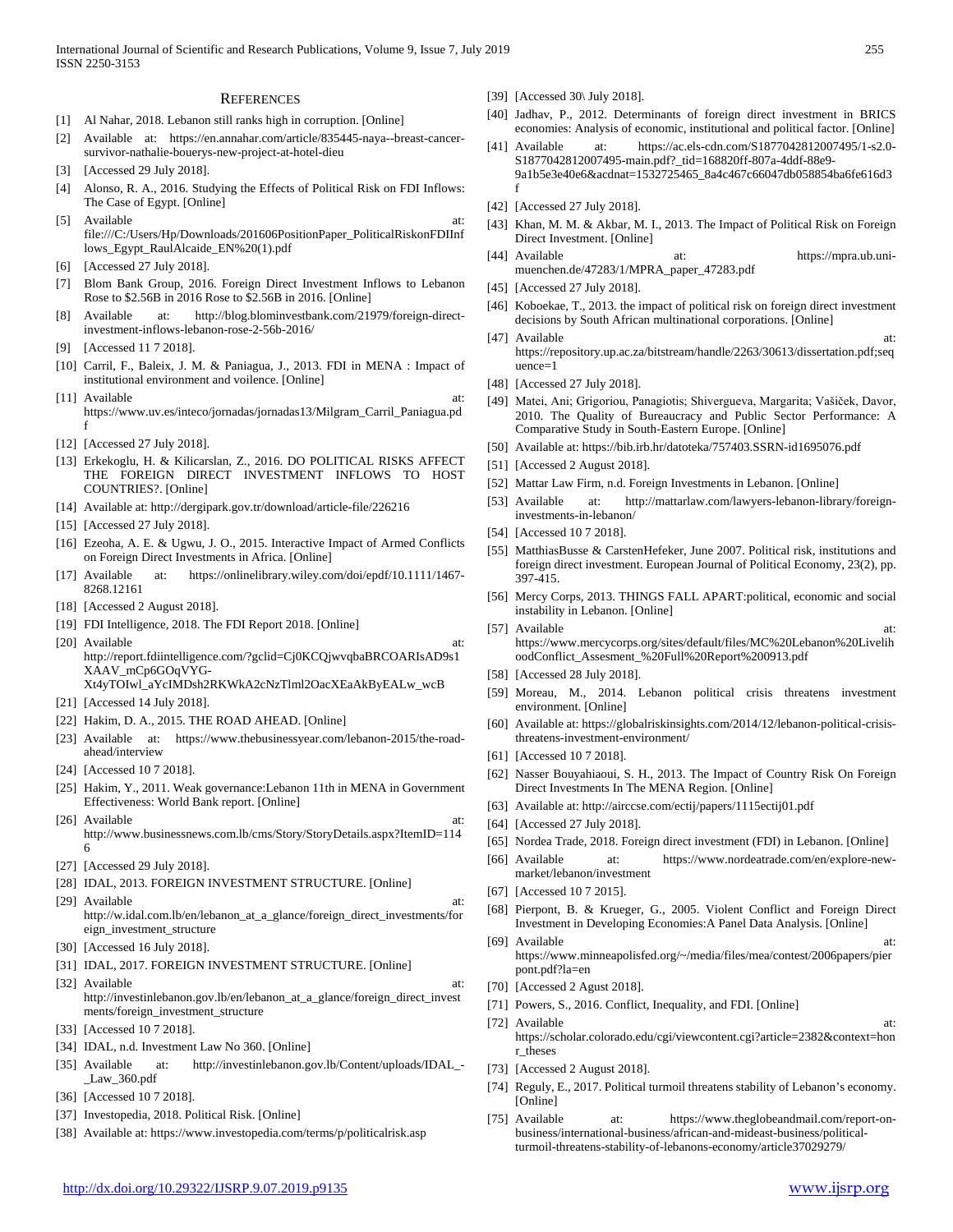## References

[1] Al Nahar, 2018. Lebanon still ranks high in corruption. [Online]

[2] Available at: https://en.annahar.com/article/835445-naya--breast-cancer-survivor-nathalie-bouerys-new-project-at-hotel-dieu

[3] [Accessed 29 July 2018].

[4] Alonso, R. A., 2016. Studying the Effects of Political Risk on FDI Inflows: The Case of Egypt. [Online]

[5] Available at: file:///C:/Users/Hp/Downloads/201606PositionPaper_PoliticalRiskonFDIInflows_Egypt_RaulAlcaide_EN%20(1).pdf

[6] [Accessed 27 July 2018].

[7] Blom Bank Group, 2016. Foreign Direct Investment Inflows to Lebanon Rose to $2.56B in 2016 Rose to $2.56B in 2016. [Online]

[8] Available at: http://blog.blominvestbank.com/21979/foreign-direct-investment-inflows-lebanon-rose-2-56b-2016/

[9] [Accessed 11 7 2018].

[10] Carril, F., Baleix, J. M. & Paniagua, J., 2013. FDI in MENA : Impact of institutional environment and voilence. [Online]

[11] Available at: https://www.uv.es/inteco/jornadas/jornadas13/Milgram_Carril_Paniagua.pdf

[12] [Accessed 27 July 2018].

[13] Erkekoglu, H. & Kilicarslan, Z., 2016. DO POLITICAL RISKS AFFECT THE FOREIGN DIRECT INVESTMENT INFLOWS TO HOST COUNTRIES?. [Online]

[14] Available at: http://dergipark.gov.tr/download/article-file/226216

[15] [Accessed 27 July 2018].

[16] Ezeoha, A. E. & Ugwu, J. O., 2015. Interactive Impact of Armed Conflicts on Foreign Direct Investments in Africa. [Online]

[17] Available at: https://onlinelibrary.wiley.com/doi/epdf/10.1111/1467-8268.12161

[18] [Accessed 2 August 2018].

[19] FDI Intelligence, 2018. The FDI Report 2018. [Online]

[20] Available at: http://report.fdiintelligence.com/?gclid=Cj0KCQjwvqbaBRCOARIsAD9s1XAAV_mCp6GOqVYG-Xt4yTOIwl_aYcIMDsh2RKWkA2cNzTlml2OacXEaAkByEALw_wcB

[21] [Accessed 14 July 2018].

[22] Hakim, D. A., 2015. THE ROAD AHEAD. [Online]

[23] Available at: https://www.thebusinessyear.com/lebanon-2015/the-road-ahead/interview

[24] [Accessed 10 7 2018].

[25] Hakim, Y., 2011. Weak governance:Lebanon 11th in MENA in Government Effectiveness: World Bank report. [Online]

[26] Available at: http://www.businessnews.com.lb/cms/Story/StoryDetails.aspx?ItemID=1146

[27] [Accessed 29 July 2018].

[28] IDAL, 2013. FOREIGN INVESTMENT STRUCTURE. [Online]

[29] Available at: http://w.idal.com.lb/en/lebanon_at_a_glance/foreign_direct_investments/foreign_investment_structure

[30] [Accessed 16 July 2018].

[31] IDAL, 2017. FOREIGN INVESTMENT STRUCTURE. [Online]

[32] Available at: http://investinlebanon.gov.lb/en/lebanon_at_a_glance/foreign_direct_investments/foreign_investment_structure

[33] [Accessed 10 7 2018].

[34] IDAL, n.d. Investment Law No 360. [Online]

[35] Available at: http://investinlebanon.gov.lb/Content/uploads/IDAL_-_Law_360.pdf

[36] [Accessed 10 7 2018].

[37] Investopedia, 2018. Political Risk. [Online]

[38] Available at: https://www.investopedia.com/terms/p/politicalrisk.asp

[39] [Accessed 30\ July 2018].

[40] Jadhav, P., 2012. Determinants of foreign direct investment in BRICS economies: Analysis of economic, institutional and political factor. [Online]

[41] Available at: https://ac.els-cdn.com/S1877042812007495/1-s2.0-S1877042812007495-main.pdf?_tid=168820ff-807a-4ddf-88e9-9a1b5e3e40e6&acdnat=1532725465_8a4c467c66047db058854ba6fe616d3f

[42] [Accessed 27 July 2018].

[43] Khan, M. M. & Akbar, M. I., 2013. The Impact of Political Risk on Foreign Direct Investment. [Online]

[44] Available at: https://mpra.ub.uni-muenchen.de/47283/1/MPRA_paper_47283.pdf

[45] [Accessed 27 July 2018].

[46] Koboekae, T., 2013. the impact of political risk on foreign direct investment decisions by South African multinational corporations. [Online]

[47] Available at: https://repository.up.ac.za/bitstream/handle/2263/30613/dissertation.pdf;sequence=1

[48] [Accessed 27 July 2018].

[49] Matei, Ani; Grigoriou, Panagiotis; Shivergueva, Margarita; Vašiček, Davor, 2010. The Quality of Bureaucracy and Public Sector Performance: A Comparative Study in South-Eastern Europe. [Online]

[50] Available at: https://bib.irb.hr/datoteka/757403.SSRN-id1695076.pdf

[51] [Accessed 2 August 2018].

[52] Mattar Law Firm, n.d. Foreign Investments in Lebanon. [Online]

[53] Available at: http://mattarlaw.com/lawyers-lebanon-library/foreign-investments-in-lebanon/

[54] [Accessed 10 7 2018].

[55] MatthiasBusse & CarstenHefeker, June 2007. Political risk, institutions and foreign direct investment. European Journal of Political Economy, 23(2), pp. 397-415.

[56] Mercy Corps, 2013. THINGS FALL APART:political, economic and social instability in Lebanon. [Online]

[57] Available at: https://www.mercycorps.org/sites/default/files/MC%20Lebanon%20LivelihoodConflict_Assesment_%20Full%20Report%200913.pdf

[58] [Accessed 28 July 2018].

[59] Moreau, M., 2014. Lebanon political crisis threatens investment environment. [Online]

[60] Available at: https://globalriskinsights.com/2014/12/lebanon-political-crisis-threatens-investment-environment/

[61] [Accessed 10 7 2018].

[62] Nasser Bouyahiaoui, S. H., 2013. The Impact of Country Risk On Foreign Direct Investments In The MENA Region. [Online]

[63] Available at: http://airccse.com/ectij/papers/1115ectij01.pdf

[64] [Accessed 27 July 2018].

[65] Nordea Trade, 2018. Foreign direct investment (FDI) in Lebanon. [Online]

[66] Available at: https://www.nordeatrade.com/en/explore-new-market/lebanon/investment

[67] [Accessed 10 7 2015].

[68] Pierpont, B. & Krueger, G., 2005. Violent Conflict and Foreign Direct Investment in Developing Economies:A Panel Data Analysis. [Online]

[69] Available at: https://www.minneapolisfed.org/~/media/files/mea/contest/2006papers/pierpont.pdf?la=en

[70] [Accessed 2 Agust 2018].

[71] Powers, S., 2016. Conflict, Inequality, and FDI. [Online]

[72] Available at: https://scholar.colorado.edu/cgi/viewcontent.cgi?article=2382&context=honr_theses

[73] [Accessed 2 August 2018].

[74] Reguly, E., 2017. Political turmoil threatens stability of Lebanon's economy. [Online]

[75] Available at: https://www.theglobeandmail.com/report-on-business/international-business/african-and-mideast-business/political-turmoil-threatens-stability-of-lebanons-economy/article37029279/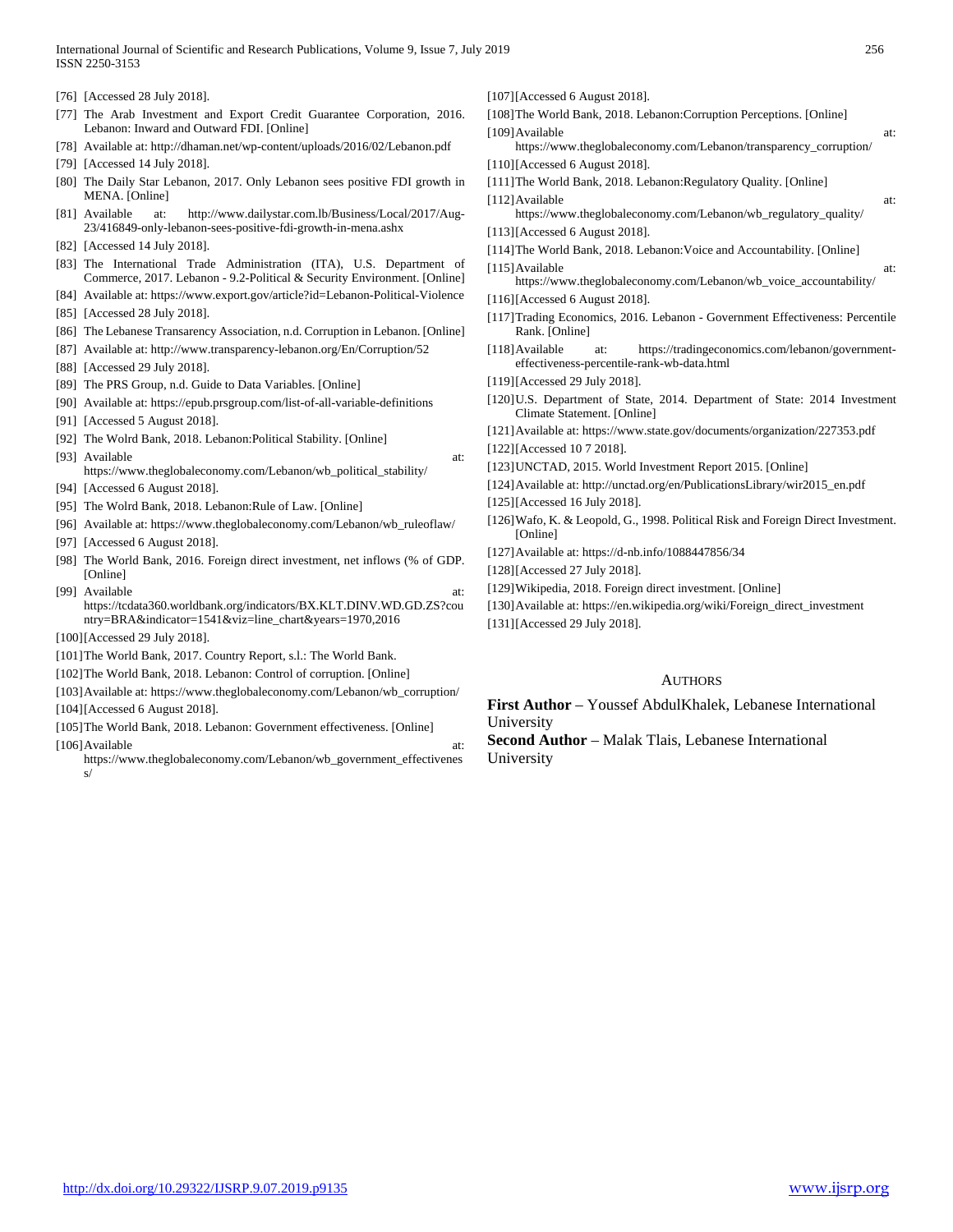[76] [Accessed 28 July 2018].

[77] The Arab Investment and Export Credit Guarantee Corporation, 2016. Lebanon: Inward and Outward FDI. [Online]

[78] Available at: http://dhaman.net/wp-content/uploads/2016/02/Lebanon.pdf

[79] [Accessed 14 July 2018].

[80] The Daily Star Lebanon, 2017. Only Lebanon sees positive FDI growth in MENA. [Online]

[81] Available at: http://www.dailystar.com.lb/Business/Local/2017/Aug-23/416849-only-lebanon-sees-positive-fdi-growth-in-mena.ashx

[82] [Accessed 14 July 2018].

[83] The International Trade Administration (ITA), U.S. Department of Commerce, 2017. Lebanon - 9.2-Political & Security Environment. [Online]

[84] Available at: https://www.export.gov/article?id=Lebanon-Political-Violence

[85] [Accessed 28 July 2018].

[86] The Lebanese Transarency Association, n.d. Corruption in Lebanon. [Online]

[87] Available at: http://www.transparency-lebanon.org/En/Corruption/52

[88] [Accessed 29 July 2018].

[89] The PRS Group, n.d. Guide to Data Variables. [Online]

[90] Available at: https://epub.prsgroup.com/list-of-all-variable-definitions

[91] [Accessed 5 August 2018].

[92] The Wolrd Bank, 2018. Lebanon:Political Stability. [Online]

[93] Available at: https://www.theglobaleconomy.com/Lebanon/wb_political_stability/

[94] [Accessed 6 August 2018].

[95] The Wolrd Bank, 2018. Lebanon:Rule of Law. [Online]

[96] Available at: https://www.theglobaleconomy.com/Lebanon/wb_ruleoflaw/

[97] [Accessed 6 August 2018].

[98] The World Bank, 2016. Foreign direct investment, net inflows (% of GDP. [Online]

[99] Available at: https://tcdata360.worldbank.org/indicators/BX.KLT.DINV.WD.GD.ZS?country=BRA&indicator=1541&viz=line_chart&years=1970,2016

[100] [Accessed 29 July 2018].

[101] The World Bank, 2017. Country Report, s.l.: The World Bank.

[102] The World Bank, 2018. Lebanon: Control of corruption. [Online]

[103] Available at: https://www.theglobaleconomy.com/Lebanon/wb_corruption/

[104] [Accessed 6 August 2018].

[105] The World Bank, 2018. Lebanon: Government effectiveness. [Online]

[106] Available at: https://www.theglobaleconomy.com/Lebanon/wb_government_effectiveness/

[107] [Accessed 6 August 2018].

[108] The World Bank, 2018. Lebanon:Corruption Perceptions. [Online]

[109] Available at: https://www.theglobaleconomy.com/Lebanon/transparency_corruption/

[110] [Accessed 6 August 2018].

[111] The World Bank, 2018. Lebanon:Regulatory Quality. [Online]

[112] Available at: https://www.theglobaleconomy.com/Lebanon/wb_regulatory_quality/

[113] [Accessed 6 August 2018].

[114] The World Bank, 2018. Lebanon:Voice and Accountability. [Online]

[115] Available at: https://www.theglobaleconomy.com/Lebanon/wb_voice_accountability/

[116] [Accessed 6 August 2018].

[117] Trading Economics, 2016. Lebanon - Government Effectiveness: Percentile Rank. [Online]

[118] Available at: https://tradingeconomics.com/lebanon/government-effectiveness-percentile-rank-wb-data.html

[119] [Accessed 29 July 2018].

[120] U.S. Department of State, 2014. Department of State: 2014 Investment Climate Statement. [Online]

[121] Available at: https://www.state.gov/documents/organization/227353.pdf

[122] [Accessed 10 7 2018].

[123] UNCTAD, 2015. World Investment Report 2015. [Online]

[124] Available at: http://unctad.org/en/PublicationsLibrary/wir2015_en.pdf

[125] [Accessed 16 July 2018].

[126] Wafo, K. & Leopold, G., 1998. Political Risk and Foreign Direct Investment. [Online]

[127] Available at: https://d-nb.info/1088447856/34

[128] [Accessed 27 July 2018].

[129] Wikipedia, 2018. Foreign direct investment. [Online]

[130] Available at: https://en.wikipedia.org/wiki/Foreign_direct_investment

[131] [Accessed 29 July 2018].

## Authors

**First Author** – Youssef AbdulKhalek, Lebanese International University

**Second Author** – Malak Tlais, Lebanese International University